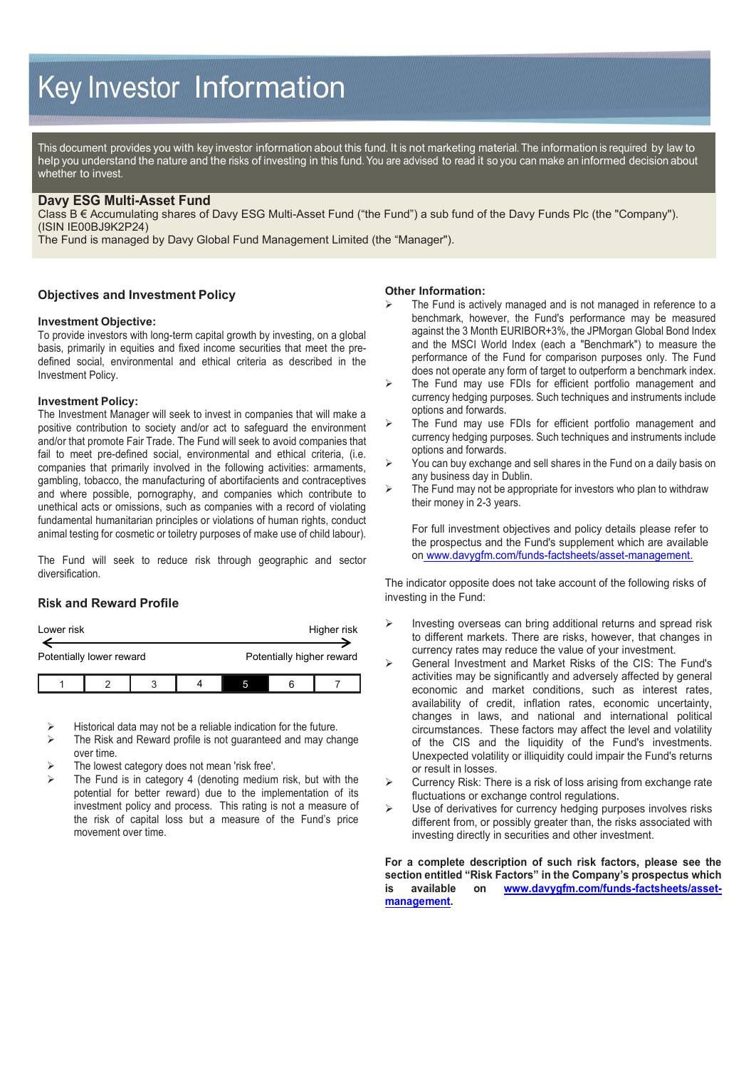# Key Investor Information

This document provides you with key investor information about this fund. It is not marketing material. The information is required by law to help you understand the nature and the risks of investing in this fund. You are advised to read it so you can make an informed decision about whether to invest.

## Davy ESG Multi-Asset Fund

Class B € Accumulating shares of Davy ESG Multi-Asset Fund ("the Fund") a sub fund of the Davy Funds Plc (the "Company"). (ISIN IE00BJ9K2P24)

The Fund is managed by Davy Global Fund Management Limited (the "Manager").

## Objectives and Investment Policy

### Investment Objective:

To provide investors with long-term capital growth by investing, on a global basis, primarily in equities and fixed income securities that meet the pre-defined social, environmental and ethical criteria as described in the Investment Policy.

### Investment Policy:

The Investment Manager will seek to invest in companies that will make a positive contribution to society and/or act to safeguard the environment and/or that promote Fair Trade. The Fund will seek to avoid companies that fail to meet pre-defined social, environmental and ethical criteria, (i.e. companies that primarily involved in the following activities: armaments, gambling, tobacco, the manufacturing of abortifacients and contraceptives and where possible, pornography, and companies which contribute to unethical acts or omissions, such as companies with a record of violating fundamental humanitarian principles or violations of human rights, conduct animal testing for cosmetic or toiletry purposes of make use of child labour).

The Fund will seek to reduce risk through geographic and sector diversification.

## Risk and Reward Profile

| Lower risk | | | | | | Higher risk |
|---|---|---|---|---|---|---|
| Potentially lower reward | | | | | | Potentially higher reward |
| 1 | 2 | 3 | 4 | **5** | 6 | 7 |

- Historical data may not be a reliable indication for the future.
- The Risk and Reward profile is not guaranteed and may change over time.
- The lowest category does not mean 'risk free'.
- The Fund is in category 4 (denoting medium risk, but with the potential for better reward) due to the implementation of its investment policy and process. This rating is not a measure of the risk of capital loss but a measure of the Fund's price movement over time.

**Other Information:**

- The Fund is actively managed and is not managed in reference to a benchmark, however, the Fund's performance may be measured against the 3 Month EURIBOR+3%, the JPMorgan Global Bond Index and the MSCI World Index (each a "Benchmark") to measure the performance of the Fund for comparison purposes only. The Fund does not operate any form of target to outperform a benchmark index.
- The Fund may use FDIs for efficient portfolio management and currency hedging purposes. Such techniques and instruments include options and forwards.
- The Fund may use FDIs for efficient portfolio management and currency hedging purposes. Such techniques and instruments include options and forwards.
- You can buy exchange and sell shares in the Fund on a daily basis on any business day in Dublin.
- The Fund may not be appropriate for investors who plan to withdraw their money in 2-3 years.

  For full investment objectives and policy details please refer to the prospectus and the Fund's supplement which are available on www.davygfm.com/funds-factsheets/asset-management.

The indicator opposite does not take account of the following risks of investing in the Fund:

- Investing overseas can bring additional returns and spread risk to different markets. There are risks, however, that changes in currency rates may reduce the value of your investment.
- General Investment and Market Risks of the CIS: The Fund's activities may be significantly and adversely affected by general economic and market conditions, such as interest rates, availability of credit, inflation rates, economic uncertainty, changes in laws, and national and international political circumstances. These factors may affect the level and volatility of the CIS and the liquidity of the Fund's investments. Unexpected volatility or illiquidity could impair the Fund's returns or result in losses.
- Currency Risk: There is a risk of loss arising from exchange rate fluctuations or exchange control regulations.
- Use of derivatives for currency hedging purposes involves risks different from, or possibly greater than, the risks associated with investing directly in securities and other investment.

**For a complete description of such risk factors, please see the section entitled "Risk Factors" in the Company's prospectus which is available on www.davygfm.com/funds-factsheets/asset-management.**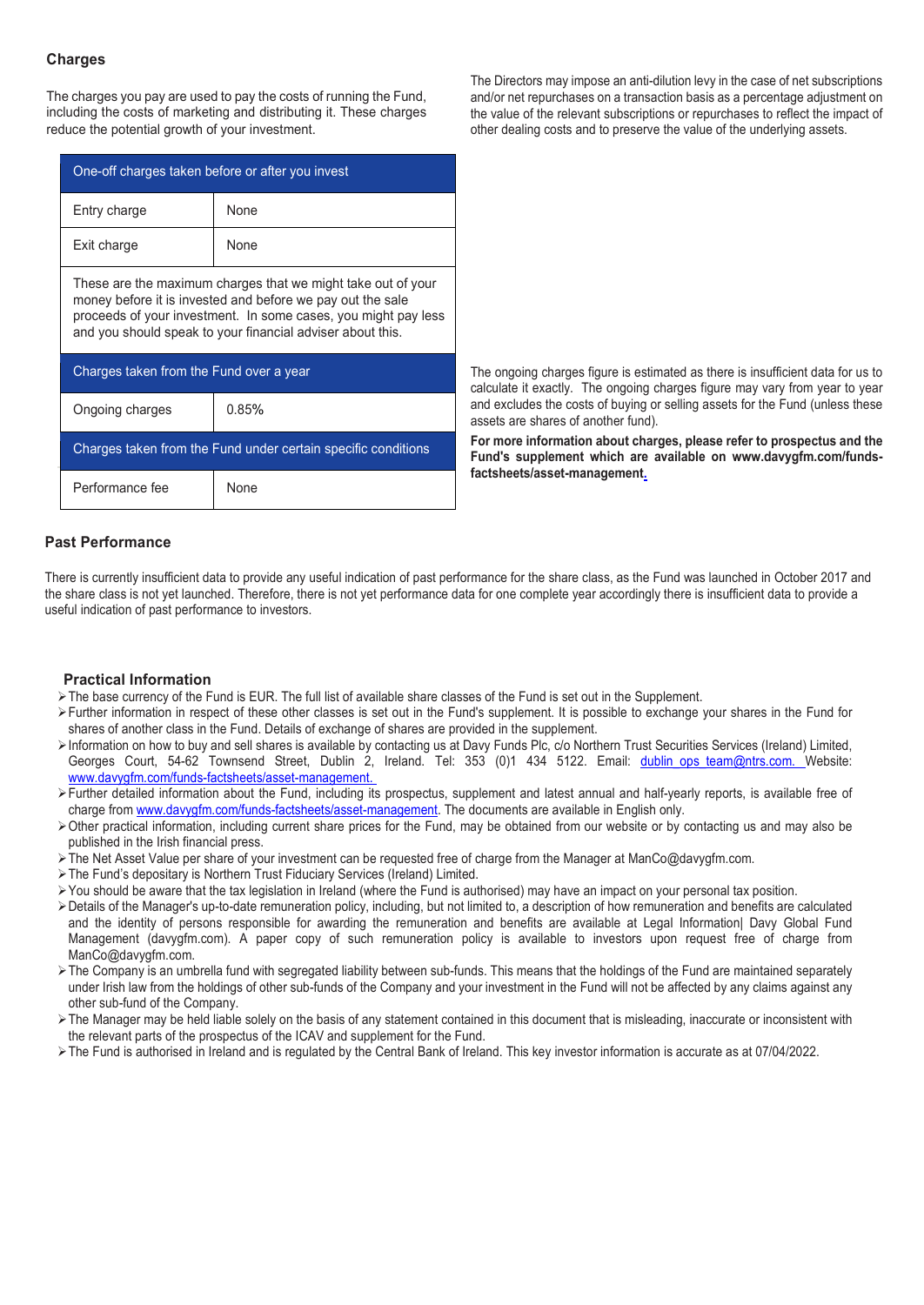## Charges

The charges you pay are used to pay the costs of running the Fund, including the costs of marketing and distributing it. These charges reduce the potential growth of your investment.

| One-off charges taken before or after you invest | |
|---|---|
| Entry charge | None |
| Exit charge | None |
| These are the maximum charges that we might take out of your money before it is invested and before we pay out the sale proceeds of your investment. In some cases, you might pay less and you should speak to your financial adviser about this. | |
| **Charges taken from the Fund over a year** | |
| Ongoing charges | 0.85% |
| **Charges taken from the Fund under certain specific conditions** | |
| Performance fee | None |

The Directors may impose an anti-dilution levy in the case of net subscriptions and/or net repurchases on a transaction basis as a percentage adjustment on the value of the relevant subscriptions or repurchases to reflect the impact of other dealing costs and to preserve the value of the underlying assets.

The ongoing charges figure is estimated as there is insufficient data for us to calculate it exactly. The ongoing charges figure may vary from year to year and excludes the costs of buying or selling assets for the Fund (unless these assets are shares of another fund).

**For more information about charges, please refer to prospectus and the Fund's supplement which are available on www.davygfm.com/funds-factsheets/asset-management.**

## Past Performance

There is currently insufficient data to provide any useful indication of past performance for the share class, as the Fund was launched in October 2017 and the share class is not yet launched. Therefore, there is not yet performance data for one complete year accordingly there is insufficient data to provide a useful indication of past performance to investors.

## Practical Information

- The base currency of the Fund is EUR. The full list of available share classes of the Fund is set out in the Supplement.
- Further information in respect of these other classes is set out in the Fund's supplement. It is possible to exchange your shares in the Fund for shares of another class in the Fund. Details of exchange of shares are provided in the supplement.
- Information on how to buy and sell shares is available by contacting us at Davy Funds Plc, c/o Northern Trust Securities Services (Ireland) Limited, Georges Court, 54-62 Townsend Street, Dublin 2, Ireland. Tel: 353 (0)1 434 5122. Email: dublin_ops_team@ntrs.com. Website: www.davygfm.com/funds-factsheets/asset-management.
- Further detailed information about the Fund, including its prospectus, supplement and latest annual and half-yearly reports, is available free of charge from www.davygfm.com/funds-factsheets/asset-management. The documents are available in English only.
- Other practical information, including current share prices for the Fund, may be obtained from our website or by contacting us and may also be published in the Irish financial press.
- The Net Asset Value per share of your investment can be requested free of charge from the Manager at ManCo@davygfm.com.
- The Fund's depositary is Northern Trust Fiduciary Services (Ireland) Limited.
- You should be aware that the tax legislation in Ireland (where the Fund is authorised) may have an impact on your personal tax position.
- Details of the Manager's up-to-date remuneration policy, including, but not limited to, a description of how remuneration and benefits are calculated and the identity of persons responsible for awarding the remuneration and benefits are available at Legal Information| Davy Global Fund Management (davygfm.com). A paper copy of such remuneration policy is available to investors upon request free of charge from ManCo@davygfm.com.
- The Company is an umbrella fund with segregated liability between sub-funds. This means that the holdings of the Fund are maintained separately under Irish law from the holdings of other sub-funds of the Company and your investment in the Fund will not be affected by any claims against any other sub-fund of the Company.
- The Manager may be held liable solely on the basis of any statement contained in this document that is misleading, inaccurate or inconsistent with the relevant parts of the prospectus of the ICAV and supplement for the Fund.
- The Fund is authorised in Ireland and is regulated by the Central Bank of Ireland. This key investor information is accurate as at 07/04/2022.